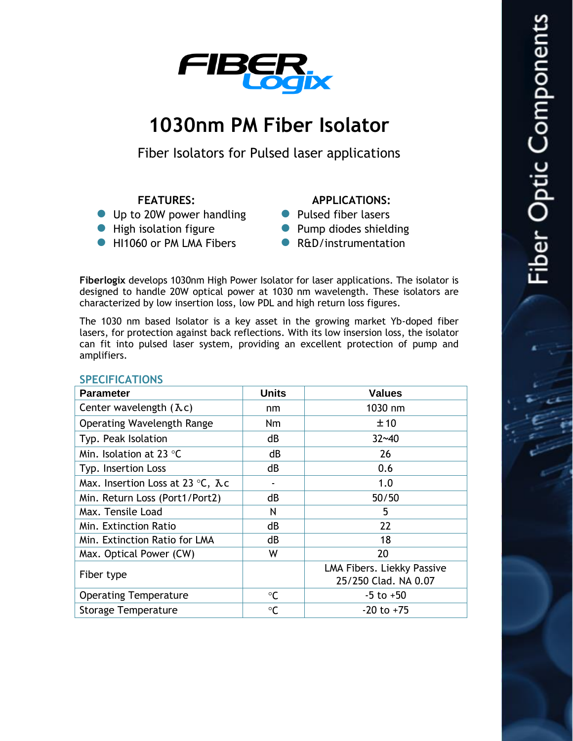# 1030nm PM Fiber Isolator

Fiber Isolators for Pulsed laser applications

**FEATURES:**

- Up to 20W power handling
- High isolation figure
- HI1060 or PM LMA Fibers

**APPLICATIONS:**

- Pulsed fiber lasers
- Pump diodes shielding
- R&D/instrumentation

**Fiberlogix** develops 1030nm High Power Isolator for laser applications. The isolator is designed to handle 20W optical power at 1030 nm wavelength. These isolators are characterized by low insertion loss, low PDL and high return loss figures.

The 1030 nm based Isolator is a key asset in the growing market Yb-doped fiber lasers, for protection against back reflections. With its low insersion loss, the isolator can fit into pulsed laser system, providing an excellent protection of pump and amplifiers.

## SPECIFICATIONS

| Parameter | Units | Values |
|---|---|---|
| Center wavelength ($\lambda c$) | nm | 1030 nm |
| Operating Wavelength Range | Nm | ±10 |
| Typ. Peak Isolation | dB | 32~40 |
| Min. Isolation at 23 °C | dB | 26 |
| Typ. Insertion Loss | dB | 0.6 |
| Max. Insertion Loss at 23 °C, $\lambda c$ | - | 1.0 |
| Min. Return Loss (Port1/Port2) | dB | 50/50 |
| Max. Tensile Load | N | 5 |
| Min. Extinction Ratio | dB | 22 |
| Min. Extinction Ratio for LMA | dB | 18 |
| Max. Optical Power (CW) | W | 20 |
| Fiber type | | LMA Fibers. Liekky Passive 25/250 Clad. NA 0.07 |
| Operating Temperature | °C | -5 to +50 |
| Storage Temperature | °C | -20 to +75 |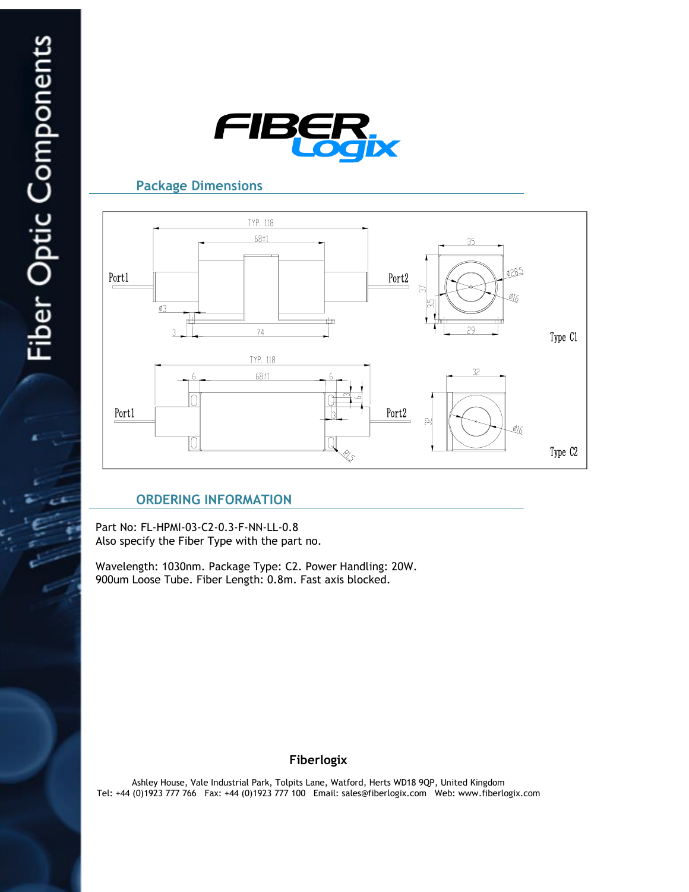## Package Dimensions

TYP. 118

68±1

Port1

Port2

Ø3

3

74

35

Ø28.5

Ø16

37

3.5

29

Type C1

TYP. 118

6

68±1

6

3

6

3

Port1

Port2

R1.5

32

32

Ø16

Type C2

## ORDERING INFORMATION

Part No: FL-HPMI-03-C2-0.3-F-NN-LL-0.8
Also specify the Fiber Type with the part no.

Wavelength: 1030nm. Package Type: C2. Power Handling: 20W.
900um Loose Tube. Fiber Length: 0.8m. Fast axis blocked.

**Fiberlogix**

Ashley House, Vale Industrial Park, Tolpits Lane, Watford, Herts WD18 9QP, United Kingdom
Tel: +44 (0)1923 777 766 Fax: +44 (0)1923 777 100 Email: sales@fiberlogix.com Web: www.fiberlogix.com